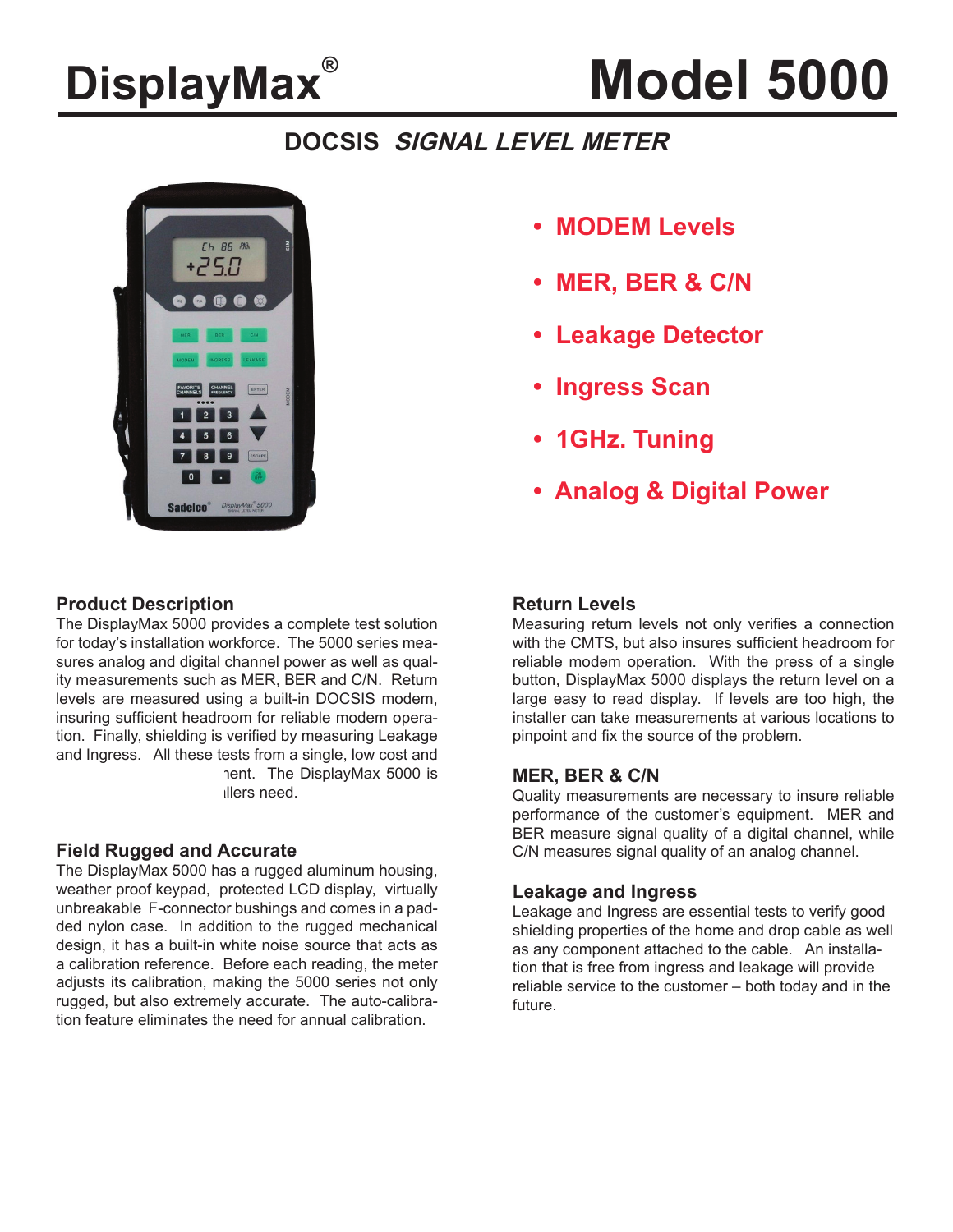# DisplayMax® Model 5000

## DOCSIS *SIGNAL LEVEL METER*

- **MODEM Levels**
- **MER, BER & C/N**
- **Leakage Detector**
- **Ingress Scan**
- **1GHz. Tuning**
- **Analog & Digital Power**

### Product Description

The DisplayMax 5000 provides a complete test solution for today's installation workforce. The 5000 series measures analog and digital channel power as well as quality measurements such as MER, BER and C/N. Return levels are measured using a built-in DOCSIS modem, insuring sufficient headroom for reliable modem operation. Finally, shielding is verified by measuring Leakage and Ingress. All these tests from a single, low cost and ...ment. The DisplayMax 5000 is ...llers need.

### Field Rugged and Accurate

The DisplayMax 5000 has a rugged aluminum housing, weather proof keypad, protected LCD display, virtually unbreakable F-connector bushings and comes in a padded nylon case. In addition to the rugged mechanical design, it has a built-in white noise source that acts as a calibration reference. Before each reading, the meter adjusts its calibration, making the 5000 series not only rugged, but also extremely accurate. The auto-calibration feature eliminates the need for annual calibration.

### Return Levels

Measuring return levels not only verifies a connection with the CMTS, but also insures sufficient headroom for reliable modem operation. With the press of a single button, DisplayMax 5000 displays the return level on a large easy to read display. If levels are too high, the installer can take measurements at various locations to pinpoint and fix the source of the problem.

### MER, BER & C/N

Quality measurements are necessary to insure reliable performance of the customer's equipment. MER and BER measure signal quality of a digital channel, while C/N measures signal quality of an analog channel.

### Leakage and Ingress

Leakage and Ingress are essential tests to verify good shielding properties of the home and drop cable as well as any component attached to the cable. An installation that is free from ingress and leakage will provide reliable service to the customer – both today and in the future.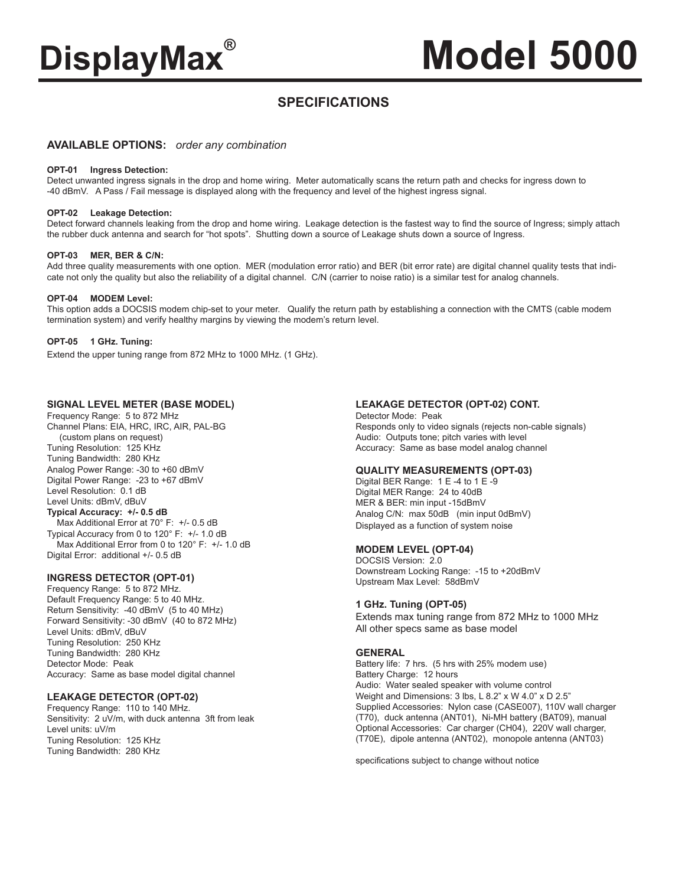# DisplayMax® Model 5000

## SPECIFICATIONS

### AVAILABLE OPTIONS: *order any combination*

**OPT-01 Ingress Detection:**
Detect unwanted ingress signals in the drop and home wiring. Meter automatically scans the return path and checks for ingress down to -40 dBmV. A Pass / Fail message is displayed along with the frequency and level of the highest ingress signal.

**OPT-02 Leakage Detection:**
Detect forward channels leaking from the drop and home wiring. Leakage detection is the fastest way to find the source of Ingress; simply attach the rubber duck antenna and search for "hot spots". Shutting down a source of Leakage shuts down a source of Ingress.

**OPT-03 MER, BER & C/N:**
Add three quality measurements with one option. MER (modulation error ratio) and BER (bit error rate) are digital channel quality tests that indicate not only the quality but also the reliability of a digital channel. C/N (carrier to noise ratio) is a similar test for analog channels.

**OPT-04 MODEM Level:**
This option adds a DOCSIS modem chip-set to your meter. Qualify the return path by establishing a connection with the CMTS (cable modem termination system) and verify healthy margins by viewing the modem's return level.

**OPT-05 1 GHz. Tuning:**
Extend the upper tuning range from 872 MHz to 1000 MHz. (1 GHz).

#### SIGNAL LEVEL METER (BASE MODEL)

Frequency Range: 5 to 872 MHz
Channel Plans: EIA, HRC, IRC, AIR, PAL-BG
(custom plans on request)
Tuning Resolution: 125 KHz
Tuning Bandwidth: 280 KHz
Analog Power Range: -30 to +60 dBmV
Digital Power Range: -23 to +67 dBmV
Level Resolution: 0.1 dB
Level Units: dBmV, dBuV
**Typical Accuracy: +/- 0.5 dB**
Max Additional Error at 70° F: +/- 0.5 dB
Typical Accuracy from 0 to 120° F: +/- 1.0 dB
Max Additional Error from 0 to 120° F: +/- 1.0 dB
Digital Error: additional +/- 0.5 dB

#### INGRESS DETECTOR (OPT-01)

Frequency Range: 5 to 872 MHz.
Default Frequency Range: 5 to 40 MHz.
Return Sensitivity: -40 dBmV (5 to 40 MHz)
Forward Sensitivity: -30 dBmV (40 to 872 MHz)
Level Units: dBmV, dBuV
Tuning Resolution: 250 KHz
Tuning Bandwidth: 280 KHz
Detector Mode: Peak
Accuracy: Same as base model digital channel

#### LEAKAGE DETECTOR (OPT-02)

Frequency Range: 110 to 140 MHz.
Sensitivity: 2 uV/m, with duck antenna 3ft from leak
Level units: uV/m
Tuning Resolution: 125 KHz
Tuning Bandwidth: 280 KHz

#### LEAKAGE DETECTOR (OPT-02) CONT.

Detector Mode: Peak
Responds only to video signals (rejects non-cable signals)
Audio: Outputs tone; pitch varies with level
Accuracy: Same as base model analog channel

#### QUALITY MEASUREMENTS (OPT-03)

Digital BER Range: 1 E -4 to 1 E -9
Digital MER Range: 24 to 40dB
MER & BER: min input -15dBmV
Analog C/N: max 50dB (min input 0dBmV)
Displayed as a function of system noise

#### MODEM LEVEL (OPT-04)

DOCSIS Version: 2.0
Downstream Locking Range: -15 to +20dBmV
Upstream Max Level: 58dBmV

#### 1 GHz. Tuning (OPT-05)

Extends max tuning range from 872 MHz to 1000 MHz
All other specs same as base model

#### GENERAL

Battery life: 7 hrs. (5 hrs with 25% modem use)
Battery Charge: 12 hours
Audio: Water sealed speaker with volume control
Weight and Dimensions: 3 lbs, L 8.2" x W 4.0" x D 2.5"
Supplied Accessories: Nylon case (CASE007), 110V wall charger (T70), duck antenna (ANT01), Ni-MH battery (BAT09), manual
Optional Accessories: Car charger (CH04), 220V wall charger, (T70E), dipole antenna (ANT02), monopole antenna (ANT03)

specifications subject to change without notice